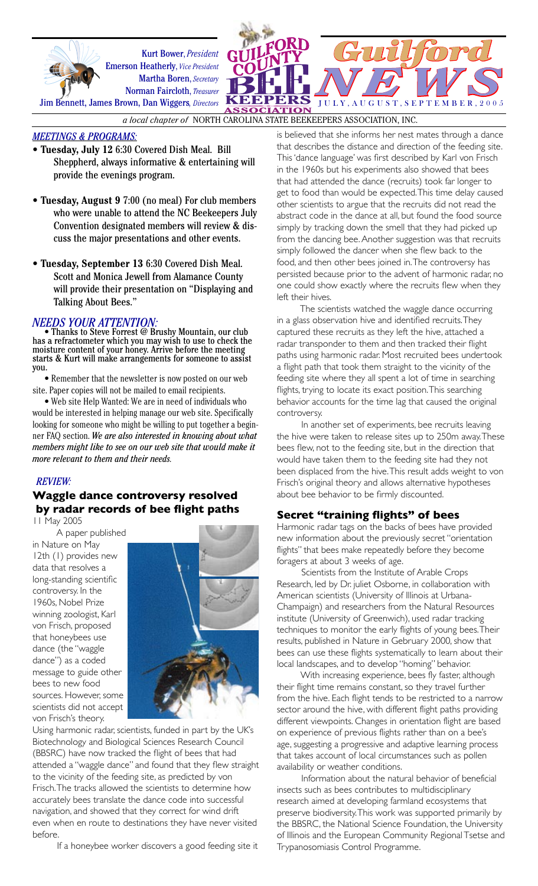Kurt Bower, *President*
Emerson Heatherly, *Vice President*
Martha Boren, *Secretary*
Norman Faircloth, *Treasurer*
Jim Bennett, James Brown, Dan Wiggers, *Directors*

# GUILFORD COUNTY BEE KEEPERS ASSOCIATION — Guilford NEWS

JULY, AUGUST, SEPTEMBER, 2005

*a local chapter of* NORTH CAROLINA STATE BEEKEEPERS ASSOCIATION, INC.

## *MEETINGS & PROGRAMS:*

- **Tuesday, July 12** 6:30 Covered Dish Meal. Bill Sheppherd, always informative & entertaining will provide the evenings program.
- **Tuesday, August 9** 7:00 (no meal) For club members who were unable to attend the NC Beekeepers July Convention designated members will review & discuss the major presentations and other events.
- **Tuesday, September 13** 6:30 Covered Dish Meal. Scott and Monica Jewell from Alamance County will provide their presentation on "Displaying and Talking About Bees."

## *NEEDS YOUR ATTENTION:*

• Thanks to Steve Forrest @ Brushy Mountain, our club has a refractometer which you may wish to use to check the moisture content of your honey. Arrive before the meeting starts & Kurt will make arrangements for someone to assist you.

• Remember that the newsletter is now posted on our web site. Paper copies will not be mailed to email recipients.

• Web site Help Wanted: We are in need of individuals who would be interested in helping manage our web site. Specifically looking for someone who might be willing to put together a beginner FAQ section. ***We are also interested in knowing about what members might like to see on our web site that would make it more relevant to them and their needs.***

## *REVIEW:*

### Waggle dance controversy resolved by radar records of bee flight paths

11 May 2005

A paper published in Nature on May 12th (1) provides new data that resolves a long-standing scientific controversy. In the 1960s, Nobel Prize winning zoologist, Karl von Frisch, proposed that honeybees use dance (the "waggle dance") as a coded message to guide other bees to new food sources. However, some scientists did not accept von Frisch's theory.

Using harmonic radar, scientists, funded in part by the UK's Biotechnology and Biological Sciences Research Council (BBSRC) have now tracked the flight of bees that had attended a "waggle dance" and found that they flew straight to the vicinity of the feeding site, as predicted by von Frisch. The tracks allowed the scientists to determine how accurately bees translate the dance code into successful navigation, and showed that they correct for wind drift even when en route to destinations they have never visited before.

If a honeybee worker discovers a good feeding site it is believed that she informs her nest mates through a dance that describes the distance and direction of the feeding site. This 'dance language' was first described by Karl von Frisch in the 1960s but his experiments also showed that bees that had attended the dance (recruits) took far longer to get to food than would be expected. This time delay caused other scientists to argue that the recruits did not read the abstract code in the dance at all, but found the food source simply by tracking down the smell that they had picked up from the dancing bee. Another suggestion was that recruits simply followed the dancer when she flew back to the food, and then other bees joined in. The controversy has persisted because prior to the advent of harmonic radar, no one could show exactly where the recruits flew when they left their hives.

The scientists watched the waggle dance occurring in a glass observation hive and identified recruits. They captured these recruits as they left the hive, attached a radar transponder to them and then tracked their flight paths using harmonic radar. Most recruited bees undertook a flight path that took them straight to the vicinity of the feeding site where they all spent a lot of time in searching flights, trying to locate its exact position. This searching behavior accounts for the time lag that caused the original controversy.

In another set of experiments, bee recruits leaving the hive were taken to release sites up to 250m away. These bees flew, not to the feeding site, but in the direction that would have taken them to the feeding site had they not been displaced from the hive. This result adds weight to von Frisch's original theory and allows alternative hypotheses about bee behavior to be firmly discounted.

### Secret "training flights" of bees

Harmonic radar tags on the backs of bees have provided new information about the previously secret "orientation flights" that bees make repeatedly before they become foragers at about 3 weeks of age.

Scientists from the Institute of Arable Crops Research, led by Dr. juliet Osborne, in collaboration with American scientists (University of Illinois at Urbana-Champaign) and researchers from the Natural Resources institute (University of Greenwich), used radar tracking techniques to monitor the early flights of young bees. Their results, published in Nature in Gebruary 2000, show that bees can use these flights systematically to learn about their local landscapes, and to develop "homing" behavior.

With increasing experience, bees fly faster, although their flight time remains constant, so they travel further from the hive. Each flight tends to be restricted to a narrow sector around the hive, with different flight paths providing different viewpoints. Changes in orientation flight are based on experience of previous flights rather than on a bee's age, suggesting a progressive and adaptive learning process that takes account of local circumstances such as pollen availability or weather conditions.

Information about the natural behavior of beneficial insects such as bees contributes to multidisciplinary research aimed at developing farmland ecosystems that preserve biodiversity. This work was supported primarily by the BBSRC, the National Science Foundation, the University of Illinois and the European Community Regional Tsetse and Trypanosomiasis Control Programme.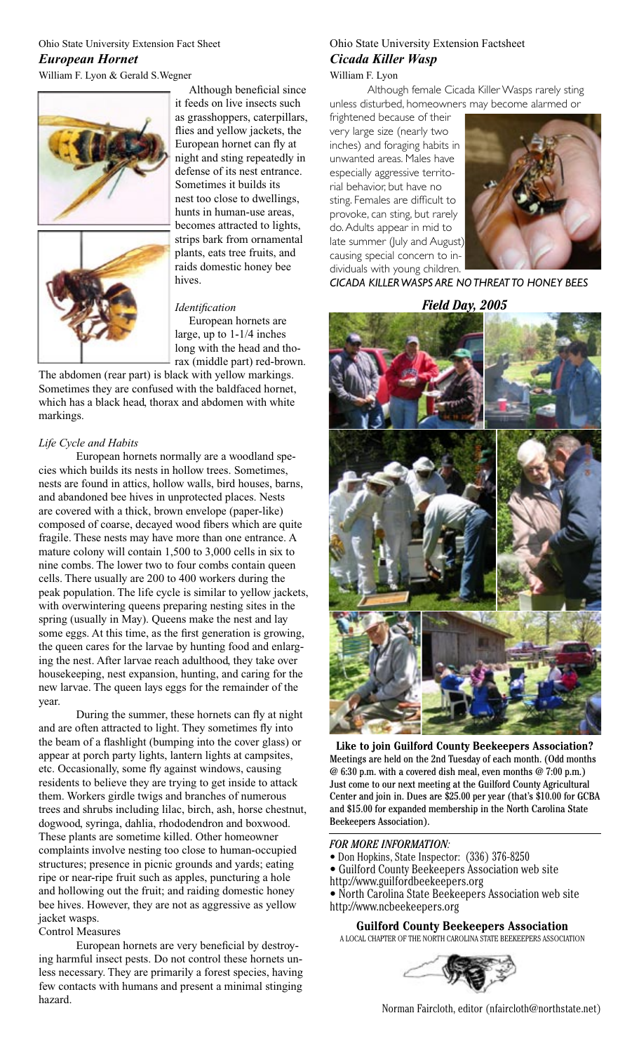Ohio State University Extension Fact Sheet

## *European Hornet*

William F. Lyon & Gerald S.Wegner

Although beneficial since it feeds on live insects such as grasshoppers, caterpillars, flies and yellow jackets, the European hornet can fly at night and sting repeatedly in defense of its nest entrance. Sometimes it builds its nest too close to dwellings, hunts in human-use areas, becomes attracted to lights, strips bark from ornamental plants, eats tree fruits, and raids domestic honey bee hives.

### *Identification*

European hornets are large, up to 1-1/4 inches long with the head and thorax (middle part) red-brown. The abdomen (rear part) is black with yellow markings. Sometimes they are confused with the baldfaced hornet, which has a black head, thorax and abdomen with white markings.

### *Life Cycle and Habits*

European hornets normally are a woodland species which builds its nests in hollow trees. Sometimes, nests are found in attics, hollow walls, bird houses, barns, and abandoned bee hives in unprotected places. Nests are covered with a thick, brown envelope (paper-like) composed of coarse, decayed wood fibers which are quite fragile. These nests may have more than one entrance. A mature colony will contain 1,500 to 3,000 cells in six to nine combs. The lower two to four combs contain queen cells. There usually are 200 to 400 workers during the peak population. The life cycle is similar to yellow jackets, with overwintering queens preparing nesting sites in the spring (usually in May). Queens make the nest and lay some eggs. At this time, as the first generation is growing, the queen cares for the larvae by hunting food and enlarging the nest. After larvae reach adulthood, they take over housekeeping, nest expansion, hunting, and caring for the new larvae. The queen lays eggs for the remainder of the year.

During the summer, these hornets can fly at night and are often attracted to light. They sometimes fly into the beam of a flashlight (bumping into the cover glass) or appear at porch party lights, lantern lights at campsites, etc. Occasionally, some fly against windows, causing residents to believe they are trying to get inside to attack them. Workers girdle twigs and branches of numerous trees and shrubs including lilac, birch, ash, horse chestnut, dogwood, syringa, dahlia, rhododendron and boxwood. These plants are sometime killed. Other homeowner complaints involve nesting too close to human-occupied structures; presence in picnic grounds and yards; eating ripe or near-ripe fruit such as apples, puncturing a hole and hollowing out the fruit; and raiding domestic honey bee hives. However, they are not as aggressive as yellow jacket wasps.

### Control Measures

European hornets are very beneficial by destroying harmful insect pests. Do not control these hornets unless necessary. They are primarily a forest species, having few contacts with humans and present a minimal stinging hazard.

Ohio State University Extension Factsheet

## *Cicada Killer Wasp*

William F. Lyon

Although female Cicada Killer Wasps rarely sting unless disturbed, homeowners may become alarmed or frightened because of their very large size (nearly two inches) and foraging habits in unwanted areas. Males have especially aggressive territorial behavior, but have no sting. Females are difficult to provoke, can sting, but rarely do. Adults appear in mid to late summer (July and August) causing special concern to individuals with young children.

*CICADA KILLER WASPS ARE NO THREAT TO HONEY BEES*

## *Field Day, 2005*

**Like to join Guilford County Beekeepers Association?** Meetings are held on the 2nd Tuesday of each month. (Odd months @ 6:30 p.m. with a covered dish meal, even months @ 7:00 p.m.) Just come to our next meeting at the Guilford County Agricultural Center and join in. Dues are $25.00 per year (that's $10.00 for GCBA and $15.00 for expanded membership in the North Carolina State Beekeepers Association).

*FOR MORE INFORMATION:*

- Don Hopkins, State Inspector: (336) 376-8250
- Guilford County Beekeepers Association web site http://www.guilfordbeekeepers.org
- North Carolina State Beekeepers Association web site http://www.ncbeekeepers.org

**Guilford County Beekeepers Association**

A LOCAL CHAPTER OF THE NORTH CAROLINA STATE BEEKEEPERS ASSOCIATION

Norman Faircloth, editor (nfaircloth@northstate.net)